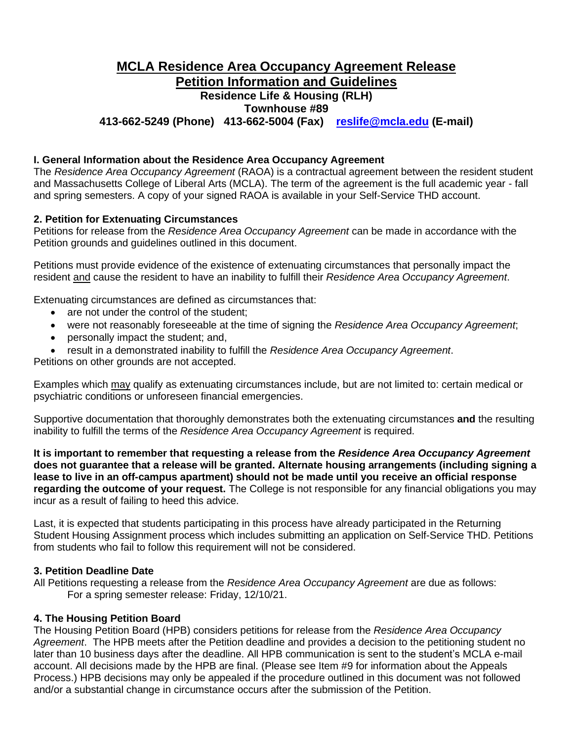# MCLA Residence Area Occupancy Agreement Release Petition Information and Guidelines

**Residence Life & Housing (RLH)**
**Townhouse #89**
**413-662-5249 (Phone) 413-662-5004 (Fax) reslife@mcla.edu (E-mail)**

### I. General Information about the Residence Area Occupancy Agreement

The *Residence Area Occupancy Agreement* (RAOA) is a contractual agreement between the resident student and Massachusetts College of Liberal Arts (MCLA). The term of the agreement is the full academic year - fall and spring semesters. A copy of your signed RAOA is available in your Self-Service THD account.

### 2. Petition for Extenuating Circumstances

Petitions for release from the *Residence Area Occupancy Agreement* can be made in accordance with the Petition grounds and guidelines outlined in this document.

Petitions must provide evidence of the existence of extenuating circumstances that personally impact the resident and cause the resident to have an inability to fulfill their *Residence Area Occupancy Agreement*.

Extenuating circumstances are defined as circumstances that:

- are not under the control of the student;
- were not reasonably foreseeable at the time of signing the *Residence Area Occupancy Agreement*;
- personally impact the student; and,
- result in a demonstrated inability to fulfill the *Residence Area Occupancy Agreement*.

Petitions on other grounds are not accepted.

Examples which may qualify as extenuating circumstances include, but are not limited to: certain medical or psychiatric conditions or unforeseen financial emergencies.

Supportive documentation that thoroughly demonstrates both the extenuating circumstances **and** the resulting inability to fulfill the terms of the *Residence Area Occupancy Agreement* is required.

**It is important to remember that requesting a release from the *Residence Area Occupancy Agreement* does not guarantee that a release will be granted. Alternate housing arrangements (including signing a lease to live in an off-campus apartment) should not be made until you receive an official response regarding the outcome of your request.** The College is not responsible for any financial obligations you may incur as a result of failing to heed this advice.

Last, it is expected that students participating in this process have already participated in the Returning Student Housing Assignment process which includes submitting an application on Self-Service THD. Petitions from students who fail to follow this requirement will not be considered.

### 3. Petition Deadline Date

All Petitions requesting a release from the *Residence Area Occupancy Agreement* are due as follows:
For a spring semester release: Friday, 12/10/21.

### 4. The Housing Petition Board

The Housing Petition Board (HPB) considers petitions for release from the *Residence Area Occupancy Agreement*. The HPB meets after the Petition deadline and provides a decision to the petitioning student no later than 10 business days after the deadline. All HPB communication is sent to the student's MCLA e-mail account. All decisions made by the HPB are final. (Please see Item #9 for information about the Appeals Process.) HPB decisions may only be appealed if the procedure outlined in this document was not followed and/or a substantial change in circumstance occurs after the submission of the Petition.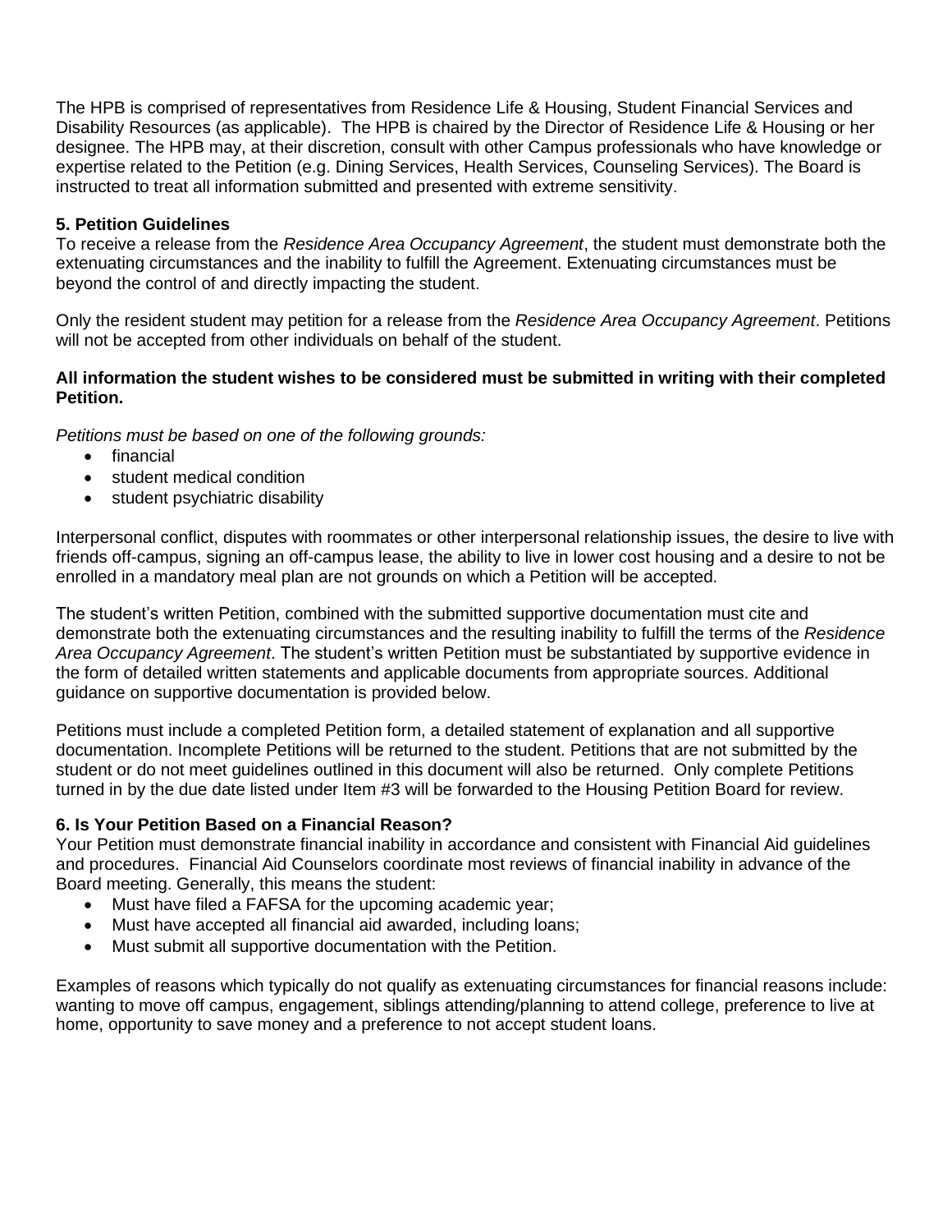The HPB is comprised of representatives from Residence Life & Housing, Student Financial Services and Disability Resources (as applicable). The HPB is chaired by the Director of Residence Life & Housing or her designee. The HPB may, at their discretion, consult with other Campus professionals who have knowledge or expertise related to the Petition (e.g. Dining Services, Health Services, Counseling Services). The Board is instructed to treat all information submitted and presented with extreme sensitivity.

**5. Petition Guidelines**

To receive a release from the *Residence Area Occupancy Agreement*, the student must demonstrate both the extenuating circumstances and the inability to fulfill the Agreement. Extenuating circumstances must be beyond the control of and directly impacting the student.

Only the resident student may petition for a release from the *Residence Area Occupancy Agreement*. Petitions will not be accepted from other individuals on behalf of the student.

**All information the student wishes to be considered must be submitted in writing with their completed Petition.**

*Petitions must be based on one of the following grounds:*

- financial
- student medical condition
- student psychiatric disability

Interpersonal conflict, disputes with roommates or other interpersonal relationship issues, the desire to live with friends off-campus, signing an off-campus lease, the ability to live in lower cost housing and a desire to not be enrolled in a mandatory meal plan are not grounds on which a Petition will be accepted.

The student's written Petition, combined with the submitted supportive documentation must cite and demonstrate both the extenuating circumstances and the resulting inability to fulfill the terms of the *Residence Area Occupancy Agreement*. The student's written Petition must be substantiated by supportive evidence in the form of detailed written statements and applicable documents from appropriate sources. Additional guidance on supportive documentation is provided below.

Petitions must include a completed Petition form, a detailed statement of explanation and all supportive documentation. Incomplete Petitions will be returned to the student. Petitions that are not submitted by the student or do not meet guidelines outlined in this document will also be returned. Only complete Petitions turned in by the due date listed under Item #3 will be forwarded to the Housing Petition Board for review.

**6. Is Your Petition Based on a Financial Reason?**

Your Petition must demonstrate financial inability in accordance and consistent with Financial Aid guidelines and procedures. Financial Aid Counselors coordinate most reviews of financial inability in advance of the Board meeting. Generally, this means the student:

- Must have filed a FAFSA for the upcoming academic year;
- Must have accepted all financial aid awarded, including loans;
- Must submit all supportive documentation with the Petition.

Examples of reasons which typically do not qualify as extenuating circumstances for financial reasons include: wanting to move off campus, engagement, siblings attending/planning to attend college, preference to live at home, opportunity to save money and a preference to not accept student loans.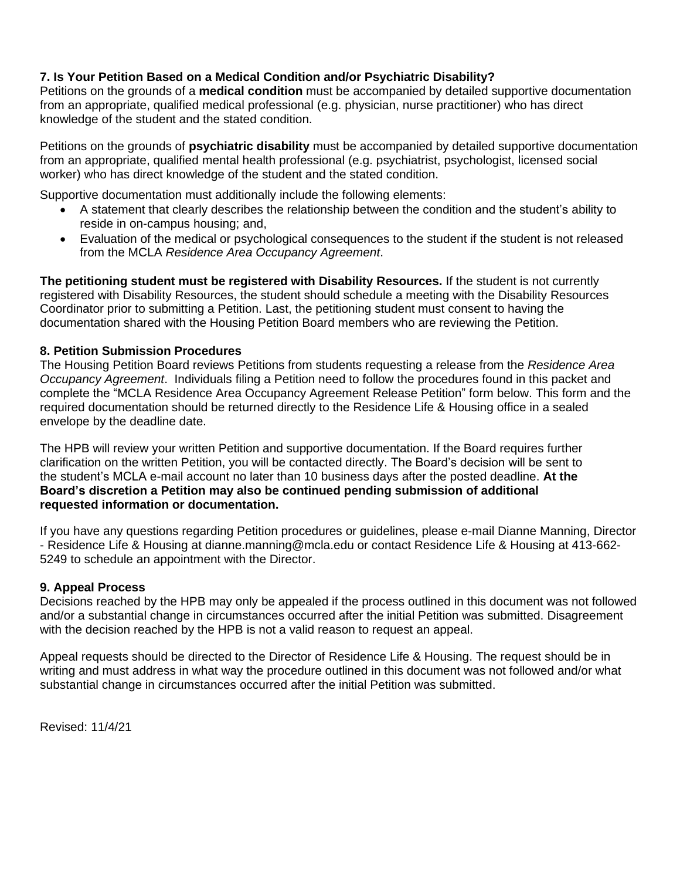### 7. Is Your Petition Based on a Medical Condition and/or Psychiatric Disability?

Petitions on the grounds of a **medical condition** must be accompanied by detailed supportive documentation from an appropriate, qualified medical professional (e.g. physician, nurse practitioner) who has direct knowledge of the student and the stated condition.

Petitions on the grounds of **psychiatric disability** must be accompanied by detailed supportive documentation from an appropriate, qualified mental health professional (e.g. psychiatrist, psychologist, licensed social worker) who has direct knowledge of the student and the stated condition.

Supportive documentation must additionally include the following elements:

- A statement that clearly describes the relationship between the condition and the student's ability to reside in on-campus housing; and,
- Evaluation of the medical or psychological consequences to the student if the student is not released from the MCLA *Residence Area Occupancy Agreement*.

**The petitioning student must be registered with Disability Resources.** If the student is not currently registered with Disability Resources, the student should schedule a meeting with the Disability Resources Coordinator prior to submitting a Petition. Last, the petitioning student must consent to having the documentation shared with the Housing Petition Board members who are reviewing the Petition.

### 8. Petition Submission Procedures

The Housing Petition Board reviews Petitions from students requesting a release from the *Residence Area Occupancy Agreement*. Individuals filing a Petition need to follow the procedures found in this packet and complete the "MCLA Residence Area Occupancy Agreement Release Petition" form below. This form and the required documentation should be returned directly to the Residence Life & Housing office in a sealed envelope by the deadline date.

The HPB will review your written Petition and supportive documentation. If the Board requires further clarification on the written Petition, you will be contacted directly. The Board's decision will be sent to the student's MCLA e-mail account no later than 10 business days after the posted deadline. **At the Board's discretion a Petition may also be continued pending submission of additional requested information or documentation.**

If you have any questions regarding Petition procedures or guidelines, please e-mail Dianne Manning, Director - Residence Life & Housing at dianne.manning@mcla.edu or contact Residence Life & Housing at 413-662-5249 to schedule an appointment with the Director.

### 9. Appeal Process

Decisions reached by the HPB may only be appealed if the process outlined in this document was not followed and/or a substantial change in circumstances occurred after the initial Petition was submitted. Disagreement with the decision reached by the HPB is not a valid reason to request an appeal.

Appeal requests should be directed to the Director of Residence Life & Housing. The request should be in writing and must address in what way the procedure outlined in this document was not followed and/or what substantial change in circumstances occurred after the initial Petition was submitted.

Revised: 11/4/21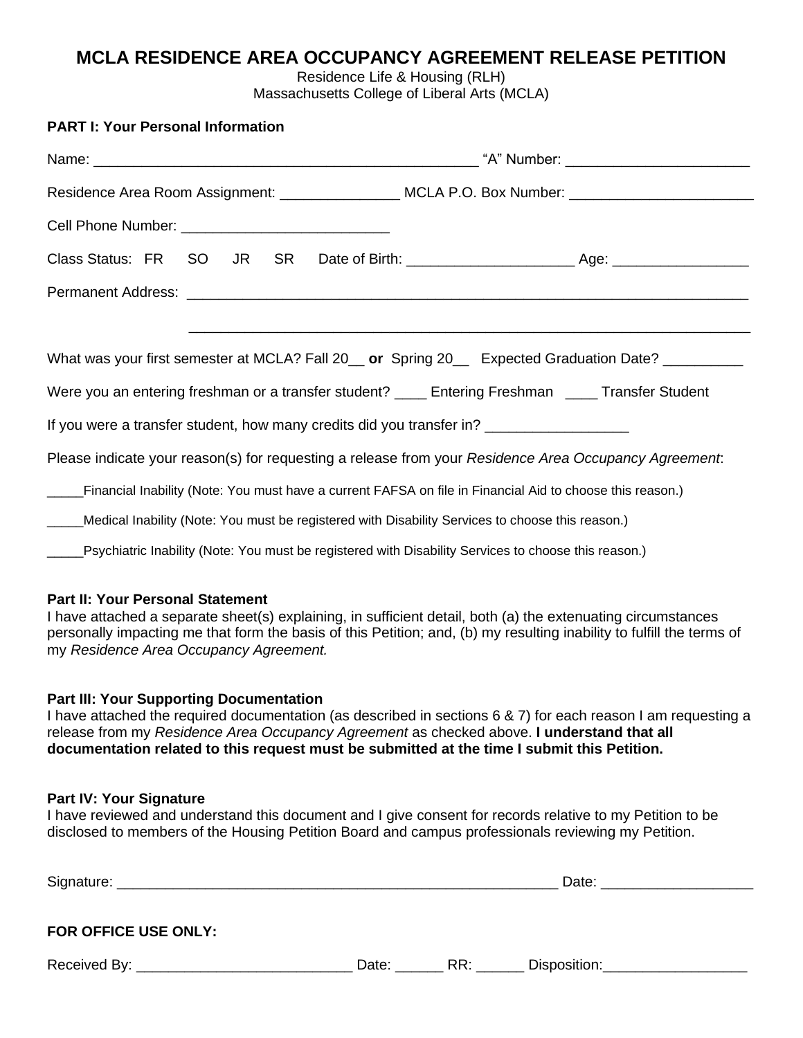# MCLA RESIDENCE AREA OCCUPANCY AGREEMENT RELEASE PETITION

Residence Life & Housing (RLH)
Massachusetts College of Liberal Arts (MCLA)

**PART I: Your Personal Information**

Name: ________________________________________________ "A" Number: ______________________

Residence Area Room Assignment: _______________ MCLA P.O. Box Number: _______________________

Cell Phone Number: __________________________

Class Status: FR SO JR SR Date of Birth: _____________________ Age: _________________

Permanent Address: ________________________________________________________________________

________________________________________________________________________

What was your first semester at MCLA? Fall 20__ **or** Spring 20__ Expected Graduation Date? __________

Were you an entering freshman or a transfer student? ____ Entering Freshman ____ Transfer Student

If you were a transfer student, how many credits did you transfer in? _________________

Please indicate your reason(s) for requesting a release from your *Residence Area Occupancy Agreement*:

_____Financial Inability (Note: You must have a current FAFSA on file in Financial Aid to choose this reason.)

_____Medical Inability (Note: You must be registered with Disability Services to choose this reason.)

_____Psychiatric Inability (Note: You must be registered with Disability Services to choose this reason.)

**Part II: Your Personal Statement**

I have attached a separate sheet(s) explaining, in sufficient detail, both (a) the extenuating circumstances personally impacting me that form the basis of this Petition; and, (b) my resulting inability to fulfill the terms of my *Residence Area Occupancy Agreement.*

**Part III: Your Supporting Documentation**

I have attached the required documentation (as described in sections 6 & 7) for each reason I am requesting a release from my *Residence Area Occupancy Agreement* as checked above. **I understand that all documentation related to this request must be submitted at the time I submit this Petition.**

**Part IV: Your Signature**

I have reviewed and understand this document and I give consent for records relative to my Petition to be disclosed to members of the Housing Petition Board and campus professionals reviewing my Petition.

Signature: _________________________________________________________ Date: ___________________

**FOR OFFICE USE ONLY:**

Received By: ___________________________ Date: ______ RR: ______ Disposition:__________________